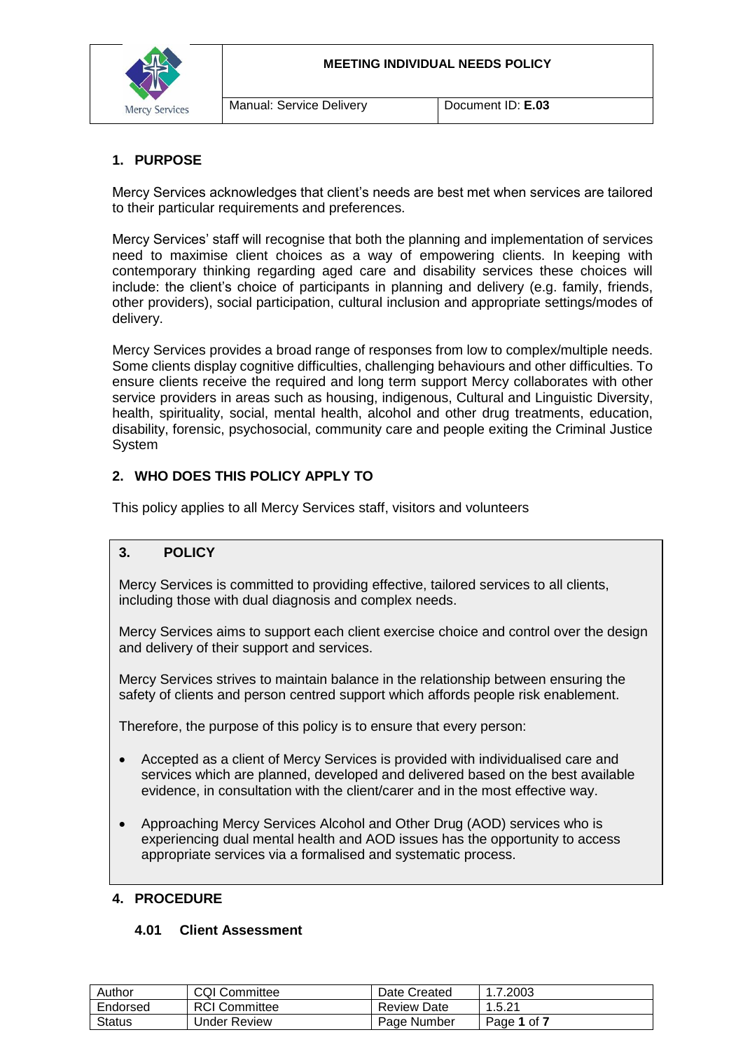# MEETING INDIVIDUAL NEEDS POLICY

| Manual: Service Delivery | Document ID: **E.03** |
|---|---|

## 1. PURPOSE

Mercy Services acknowledges that client's needs are best met when services are tailored to their particular requirements and preferences.

Mercy Services' staff will recognise that both the planning and implementation of services need to maximise client choices as a way of empowering clients. In keeping with contemporary thinking regarding aged care and disability services these choices will include: the client's choice of participants in planning and delivery (e.g. family, friends, other providers), social participation, cultural inclusion and appropriate settings/modes of delivery.

Mercy Services provides a broad range of responses from low to complex/multiple needs. Some clients display cognitive difficulties, challenging behaviours and other difficulties. To ensure clients receive the required and long term support Mercy collaborates with other service providers in areas such as housing, indigenous, Cultural and Linguistic Diversity, health, spirituality, social, mental health, alcohol and other drug treatments, education, disability, forensic, psychosocial, community care and people exiting the Criminal Justice System

## 2. WHO DOES THIS POLICY APPLY TO

This policy applies to all Mercy Services staff, visitors and volunteers

## 3. POLICY

Mercy Services is committed to providing effective, tailored services to all clients, including those with dual diagnosis and complex needs.

Mercy Services aims to support each client exercise choice and control over the design and delivery of their support and services.

Mercy Services strives to maintain balance in the relationship between ensuring the safety of clients and person centred support which affords people risk enablement.

Therefore, the purpose of this policy is to ensure that every person:

- Accepted as a client of Mercy Services is provided with individualised care and services which are planned, developed and delivered based on the best available evidence, in consultation with the client/carer and in the most effective way.
- Approaching Mercy Services Alcohol and Other Drug (AOD) services who is experiencing dual mental health and AOD issues has the opportunity to access appropriate services via a formalised and systematic process.

## 4. PROCEDURE

### 4.01 Client Assessment

| Author | CQI Committee | Date Created | 1.7.2003 |
|---|---|---|---|
| Endorsed | RCI Committee | Review Date | 1.5.21 |
| Status | Under Review | Page Number | Page **1** of **7** |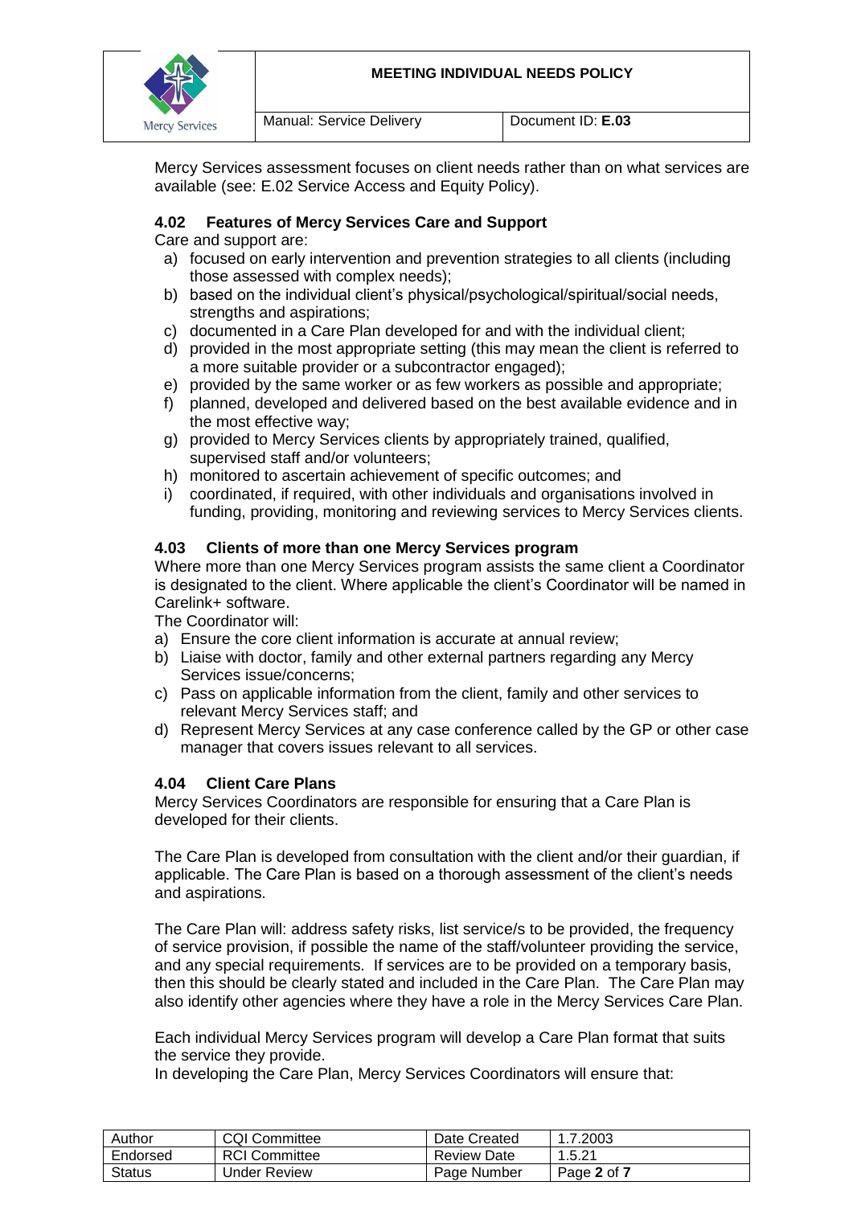Mercy Services assessment focuses on client needs rather than on what services are available (see: E.02 Service Access and Equity Policy).

### 4.02 Features of Mercy Services Care and Support

Care and support are:

a) focused on early intervention and prevention strategies to all clients (including those assessed with complex needs);
b) based on the individual client's physical/psychological/spiritual/social needs, strengths and aspirations;
c) documented in a Care Plan developed for and with the individual client;
d) provided in the most appropriate setting (this may mean the client is referred to a more suitable provider or a subcontractor engaged);
e) provided by the same worker or as few workers as possible and appropriate;
f) planned, developed and delivered based on the best available evidence and in the most effective way;
g) provided to Mercy Services clients by appropriately trained, qualified, supervised staff and/or volunteers;
h) monitored to ascertain achievement of specific outcomes; and
i) coordinated, if required, with other individuals and organisations involved in funding, providing, monitoring and reviewing services to Mercy Services clients.

### 4.03 Clients of more than one Mercy Services program

Where more than one Mercy Services program assists the same client a Coordinator is designated to the client. Where applicable the client's Coordinator will be named in Carelink+ software.

The Coordinator will:

a) Ensure the core client information is accurate at annual review;
b) Liaise with doctor, family and other external partners regarding any Mercy Services issue/concerns;
c) Pass on applicable information from the client, family and other services to relevant Mercy Services staff; and
d) Represent Mercy Services at any case conference called by the GP or other case manager that covers issues relevant to all services.

### 4.04 Client Care Plans

Mercy Services Coordinators are responsible for ensuring that a Care Plan is developed for their clients.

The Care Plan is developed from consultation with the client and/or their guardian, if applicable. The Care Plan is based on a thorough assessment of the client's needs and aspirations.

The Care Plan will: address safety risks, list service/s to be provided, the frequency of service provision, if possible the name of the staff/volunteer providing the service, and any special requirements. If services are to be provided on a temporary basis, then this should be clearly stated and included in the Care Plan. The Care Plan may also identify other agencies where they have a role in the Mercy Services Care Plan.

Each individual Mercy Services program will develop a Care Plan format that suits the service they provide.

In developing the Care Plan, Mercy Services Coordinators will ensure that: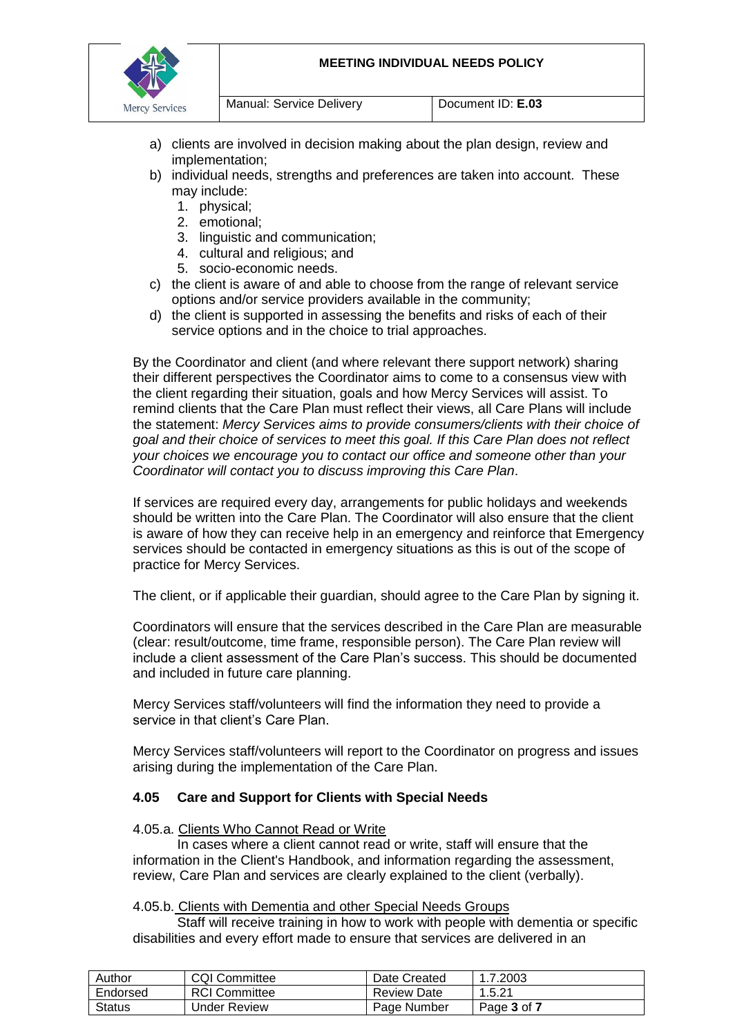a) clients are involved in decision making about the plan design, review and implementation;
b) individual needs, strengths and preferences are taken into account. These may include:
   1. physical;
   2. emotional;
   3. linguistic and communication;
   4. cultural and religious; and
   5. socio-economic needs.
c) the client is aware of and able to choose from the range of relevant service options and/or service providers available in the community;
d) the client is supported in assessing the benefits and risks of each of their service options and in the choice to trial approaches.

By the Coordinator and client (and where relevant there support network) sharing their different perspectives the Coordinator aims to come to a consensus view with the client regarding their situation, goals and how Mercy Services will assist. To remind clients that the Care Plan must reflect their views, all Care Plans will include the statement: *Mercy Services aims to provide consumers/clients with their choice of goal and their choice of services to meet this goal. If this Care Plan does not reflect your choices we encourage you to contact our office and someone other than your Coordinator will contact you to discuss improving this Care Plan*.

If services are required every day, arrangements for public holidays and weekends should be written into the Care Plan. The Coordinator will also ensure that the client is aware of how they can receive help in an emergency and reinforce that Emergency services should be contacted in emergency situations as this is out of the scope of practice for Mercy Services.

The client, or if applicable their guardian, should agree to the Care Plan by signing it.

Coordinators will ensure that the services described in the Care Plan are measurable (clear: result/outcome, time frame, responsible person). The Care Plan review will include a client assessment of the Care Plan's success. This should be documented and included in future care planning.

Mercy Services staff/volunteers will find the information they need to provide a service in that client's Care Plan.

Mercy Services staff/volunteers will report to the Coordinator on progress and issues arising during the implementation of the Care Plan.

### 4.05 Care and Support for Clients with Special Needs

4.05.a. Clients Who Cannot Read or Write

In cases where a client cannot read or write, staff will ensure that the information in the Client's Handbook, and information regarding the assessment, review, Care Plan and services are clearly explained to the client (verbally).

4.05.b. Clients with Dementia and other Special Needs Groups

Staff will receive training in how to work with people with dementia or specific disabilities and every effort made to ensure that services are delivered in an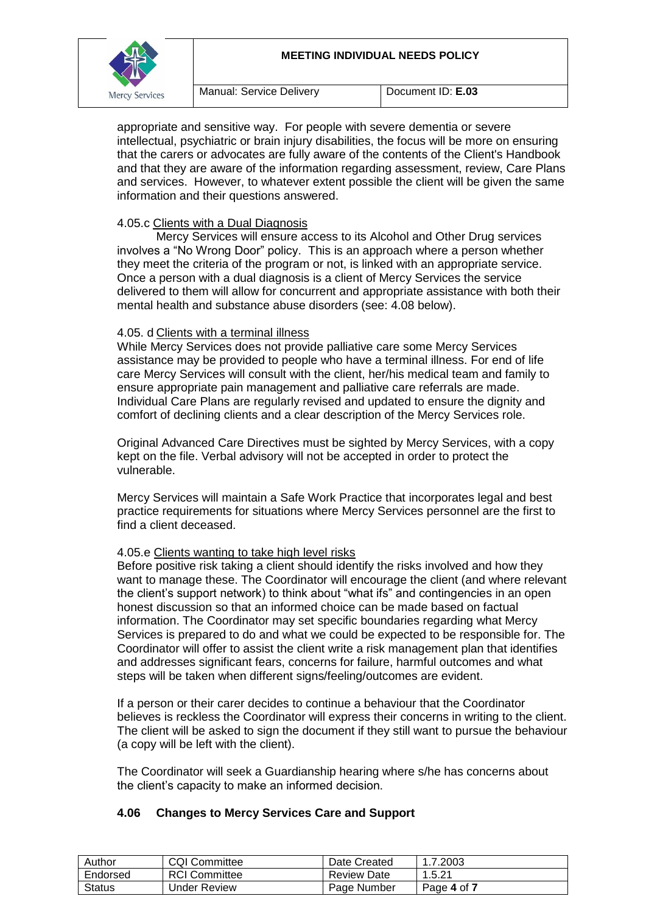appropriate and sensitive way. For people with severe dementia or severe intellectual, psychiatric or brain injury disabilities, the focus will be more on ensuring that the carers or advocates are fully aware of the contents of the Client's Handbook and that they are aware of the information regarding assessment, review, Care Plans and services. However, to whatever extent possible the client will be given the same information and their questions answered.

4.05.c Clients with a Dual Diagnosis

Mercy Services will ensure access to its Alcohol and Other Drug services involves a "No Wrong Door" policy. This is an approach where a person whether they meet the criteria of the program or not, is linked with an appropriate service. Once a person with a dual diagnosis is a client of Mercy Services the service delivered to them will allow for concurrent and appropriate assistance with both their mental health and substance abuse disorders (see: 4.08 below).

4.05. d Clients with a terminal illness

While Mercy Services does not provide palliative care some Mercy Services assistance may be provided to people who have a terminal illness. For end of life care Mercy Services will consult with the client, her/his medical team and family to ensure appropriate pain management and palliative care referrals are made. Individual Care Plans are regularly revised and updated to ensure the dignity and comfort of declining clients and a clear description of the Mercy Services role.

Original Advanced Care Directives must be sighted by Mercy Services, with a copy kept on the file. Verbal advisory will not be accepted in order to protect the vulnerable.

Mercy Services will maintain a Safe Work Practice that incorporates legal and best practice requirements for situations where Mercy Services personnel are the first to find a client deceased.

4.05.e Clients wanting to take high level risks

Before positive risk taking a client should identify the risks involved and how they want to manage these. The Coordinator will encourage the client (and where relevant the client's support network) to think about "what ifs" and contingencies in an open honest discussion so that an informed choice can be made based on factual information. The Coordinator may set specific boundaries regarding what Mercy Services is prepared to do and what we could be expected to be responsible for. The Coordinator will offer to assist the client write a risk management plan that identifies and addresses significant fears, concerns for failure, harmful outcomes and what steps will be taken when different signs/feeling/outcomes are evident.

If a person or their carer decides to continue a behaviour that the Coordinator believes is reckless the Coordinator will express their concerns in writing to the client. The client will be asked to sign the document if they still want to pursue the behaviour (a copy will be left with the client).

The Coordinator will seek a Guardianship hearing where s/he has concerns about the client's capacity to make an informed decision.

### 4.06 Changes to Mercy Services Care and Support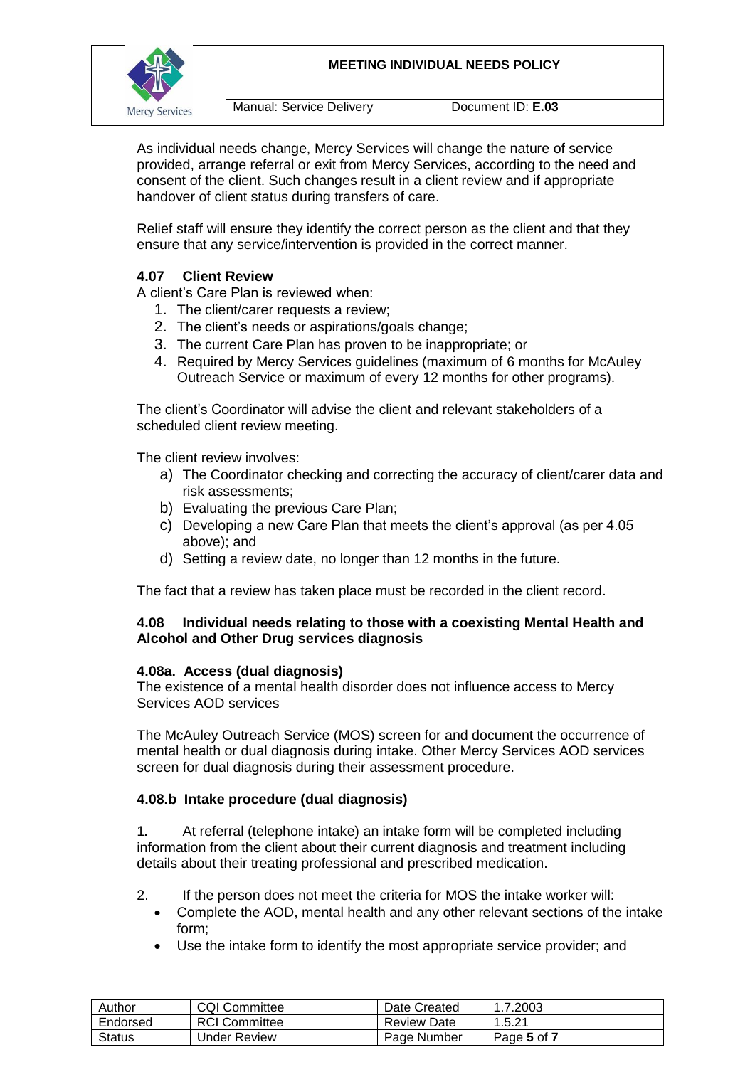As individual needs change, Mercy Services will change the nature of service provided, arrange referral or exit from Mercy Services, according to the need and consent of the client. Such changes result in a client review and if appropriate handover of client status during transfers of care.

Relief staff will ensure they identify the correct person as the client and that they ensure that any service/intervention is provided in the correct manner.

### 4.07 Client Review

A client's Care Plan is reviewed when:

1. The client/carer requests a review;
2. The client's needs or aspirations/goals change;
3. The current Care Plan has proven to be inappropriate; or
4. Required by Mercy Services guidelines (maximum of 6 months for McAuley Outreach Service or maximum of every 12 months for other programs).

The client's Coordinator will advise the client and relevant stakeholders of a scheduled client review meeting.

The client review involves:

a) The Coordinator checking and correcting the accuracy of client/carer data and risk assessments;
b) Evaluating the previous Care Plan;
c) Developing a new Care Plan that meets the client's approval (as per 4.05 above); and
d) Setting a review date, no longer than 12 months in the future.

The fact that a review has taken place must be recorded in the client record.

### 4.08 Individual needs relating to those with a coexisting Mental Health and Alcohol and Other Drug services diagnosis

#### 4.08a. Access (dual diagnosis)

The existence of a mental health disorder does not influence access to Mercy Services AOD services

The McAuley Outreach Service (MOS) screen for and document the occurrence of mental health or dual diagnosis during intake. Other Mercy Services AOD services screen for dual diagnosis during their assessment procedure.

#### 4.08.b Intake procedure (dual diagnosis)

1. At referral (telephone intake) an intake form will be completed including information from the client about their current diagnosis and treatment including details about their treating professional and prescribed medication.

2. If the person does not meet the criteria for MOS the intake worker will:
   - Complete the AOD, mental health and any other relevant sections of the intake form;
   - Use the intake form to identify the most appropriate service provider; and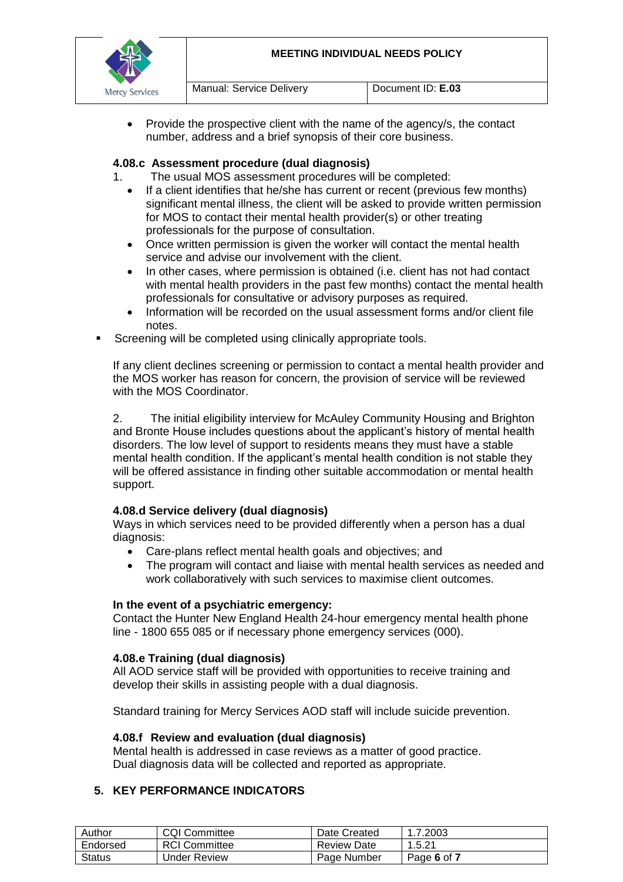- Provide the prospective client with the name of the agency/s, the contact number, address and a brief synopsis of their core business.

### 4.08.c Assessment procedure (dual diagnosis)

1. The usual MOS assessment procedures will be completed:
   - If a client identifies that he/she has current or recent (previous few months) significant mental illness, the client will be asked to provide written permission for MOS to contact their mental health provider(s) or other treating professionals for the purpose of consultation.
   - Once written permission is given the worker will contact the mental health service and advise our involvement with the client.
   - In other cases, where permission is obtained (i.e. client has not had contact with mental health providers in the past few months) contact the mental health professionals for consultative or advisory purposes as required.
   - Information will be recorded on the usual assessment forms and/or client file notes.

- Screening will be completed using clinically appropriate tools.

If any client declines screening or permission to contact a mental health provider and the MOS worker has reason for concern, the provision of service will be reviewed with the MOS Coordinator.

2. The initial eligibility interview for McAuley Community Housing and Brighton and Bronte House includes questions about the applicant's history of mental health disorders. The low level of support to residents means they must have a stable mental health condition. If the applicant's mental health condition is not stable they will be offered assistance in finding other suitable accommodation or mental health support.

### 4.08.d Service delivery (dual diagnosis)

Ways in which services need to be provided differently when a person has a dual diagnosis:

- Care-plans reflect mental health goals and objectives; and
- The program will contact and liaise with mental health services as needed and work collaboratively with such services to maximise client outcomes.

**In the event of a psychiatric emergency:**

Contact the Hunter New England Health 24-hour emergency mental health phone line - 1800 655 085 or if necessary phone emergency services (000).

### 4.08.e Training (dual diagnosis)

All AOD service staff will be provided with opportunities to receive training and develop their skills in assisting people with a dual diagnosis.

Standard training for Mercy Services AOD staff will include suicide prevention.

### 4.08.f Review and evaluation (dual diagnosis)

Mental health is addressed in case reviews as a matter of good practice.
Dual diagnosis data will be collected and reported as appropriate.

## 5. KEY PERFORMANCE INDICATORS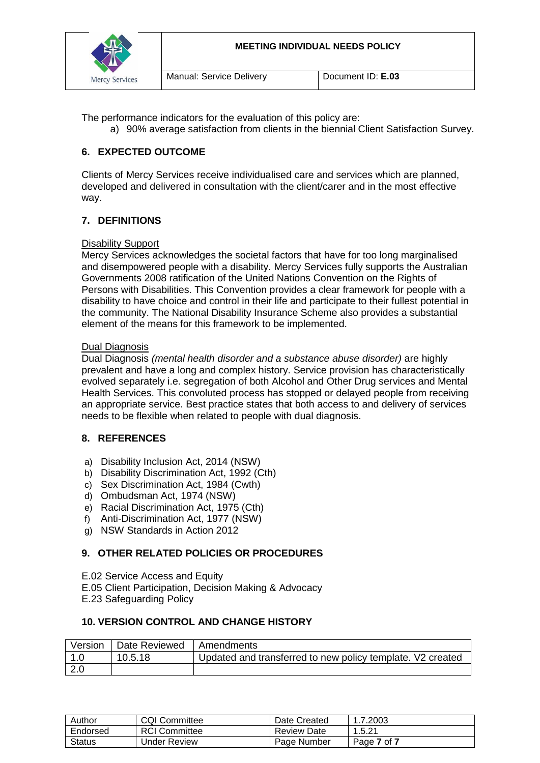The performance indicators for the evaluation of this policy are:

a) 90% average satisfaction from clients in the biennial Client Satisfaction Survey.

## 6. EXPECTED OUTCOME

Clients of Mercy Services receive individualised care and services which are planned, developed and delivered in consultation with the client/carer and in the most effective way.

## 7. DEFINITIONS

Disability Support

Mercy Services acknowledges the societal factors that have for too long marginalised and disempowered people with a disability. Mercy Services fully supports the Australian Governments 2008 ratification of the United Nations Convention on the Rights of Persons with Disabilities. This Convention provides a clear framework for people with a disability to have choice and control in their life and participate to their fullest potential in the community. The National Disability Insurance Scheme also provides a substantial element of the means for this framework to be implemented.

Dual Diagnosis

Dual Diagnosis *(mental health disorder and a substance abuse disorder)* are highly prevalent and have a long and complex history. Service provision has characteristically evolved separately i.e. segregation of both Alcohol and Other Drug services and Mental Health Services. This convoluted process has stopped or delayed people from receiving an appropriate service. Best practice states that both access to and delivery of services needs to be flexible when related to people with dual diagnosis.

## 8. REFERENCES

a) Disability Inclusion Act, 2014 (NSW)
b) Disability Discrimination Act, 1992 (Cth)
c) Sex Discrimination Act, 1984 (Cwth)
d) Ombudsman Act, 1974 (NSW)
e) Racial Discrimination Act, 1975 (Cth)
f) Anti-Discrimination Act, 1977 (NSW)
g) NSW Standards in Action 2012

## 9. OTHER RELATED POLICIES OR PROCEDURES

E.02 Service Access and Equity
E.05 Client Participation, Decision Making & Advocacy
E.23 Safeguarding Policy

## 10. VERSION CONTROL AND CHANGE HISTORY

| Version | Date Reviewed | Amendments |
|---|---|---|
| 1.0 | 10.5.18 | Updated and transferred to new policy template. V2 created |
| 2.0 | | |

| | | | |
|---|---|---|---|
| Author | CQI Committee | Date Created | 1.7.2003 |
| Endorsed | RCI Committee | Review Date | 1.5.21 |
| Status | Under Review | Page Number | Page **7** of **7** |